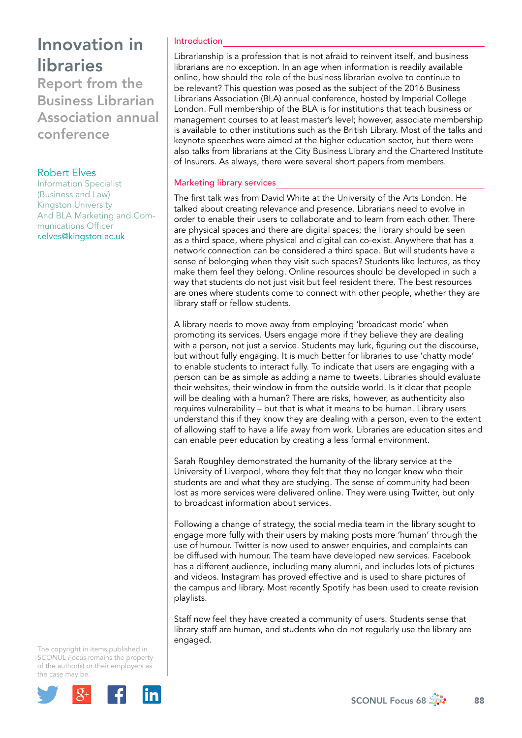# Innovation in libraries

## Report from the Business Librarian Association annual conference

**Robert Elves**
Information Specialist (Business and Law)
Kingston University
And BLA Marketing and Communications Officer
r.elves@kingston.ac.uk

The copyright in items published in *SCONUL Focus* remains the property of the author(s) or their employers as the case may be.

### Introduction

Librarianship is a profession that is not afraid to reinvent itself, and business librarians are no exception. In an age when information is readily available online, how should the role of the business librarian evolve to continue to be relevant? This question was posed as the subject of the 2016 Business Librarians Association (BLA) annual conference, hosted by Imperial College London. Full membership of the BLA is for institutions that teach business or management courses to at least master's level; however, associate membership is available to other institutions such as the British Library. Most of the talks and keynote speeches were aimed at the higher education sector, but there were also talks from librarians at the City Business Library and the Chartered Institute of Insurers. As always, there were several short papers from members.

### Marketing library services

The first talk was from David White at the University of the Arts London. He talked about creating relevance and presence. Librarians need to evolve in order to enable their users to collaborate and to learn from each other. There are physical spaces and there are digital spaces; the library should be seen as a third space, where physical and digital can co-exist. Anywhere that has a network connection can be considered a third space. But will students have a sense of belonging when they visit such spaces? Students like lectures, as they make them feel they belong. Online resources should be developed in such a way that students do not just visit but feel resident there. The best resources are ones where students come to connect with other people, whether they are library staff or fellow students.

A library needs to move away from employing 'broadcast mode' when promoting its services. Users engage more if they believe they are dealing with a person, not just a service. Students may lurk, figuring out the discourse, but without fully engaging. It is much better for libraries to use 'chatty mode' to enable students to interact fully. To indicate that users are engaging with a person can be as simple as adding a name to tweets. Libraries should evaluate their websites, their window in from the outside world. Is it clear that people will be dealing with a human? There are risks, however, as authenticity also requires vulnerability – but that is what it means to be human. Library users understand this if they know they are dealing with a person, even to the extent of allowing staff to have a life away from work. Libraries are education sites and can enable peer education by creating a less formal environment.

Sarah Roughley demonstrated the humanity of the library service at the University of Liverpool, where they felt that they no longer knew who their students are and what they are studying. The sense of community had been lost as more services were delivered online. They were using Twitter, but only to broadcast information about services.

Following a change of strategy, the social media team in the library sought to engage more fully with their users by making posts more 'human' through the use of humour. Twitter is now used to answer enquiries, and complaints can be diffused with humour. The team have developed new services. Facebook has a different audience, including many alumni, and includes lots of pictures and videos. Instagram has proved effective and is used to share pictures of the campus and library. Most recently Spotify has been used to create revision playlists.

Staff now feel they have created a community of users. Students sense that library staff are human, and students who do not regularly use the library are engaged.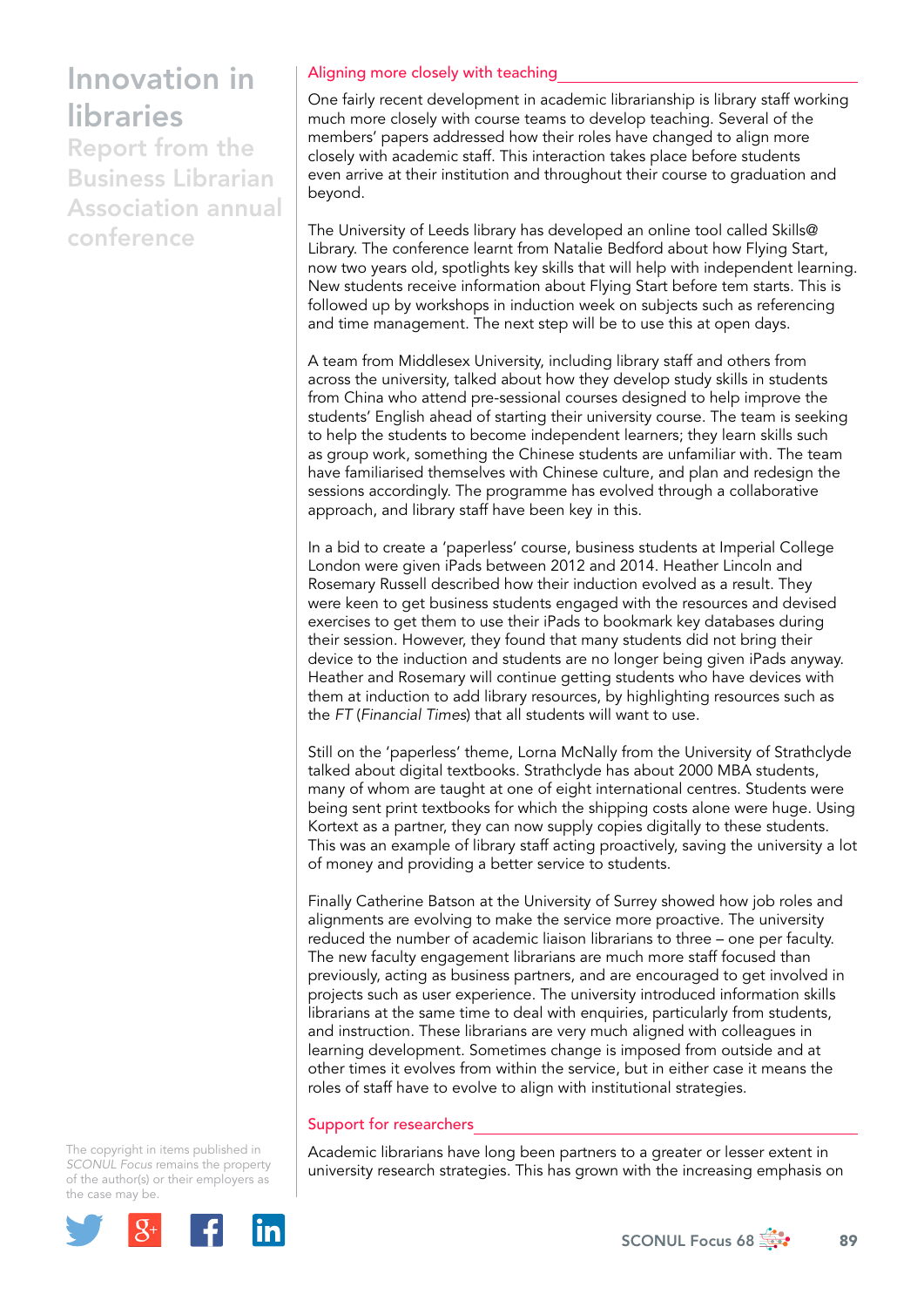## Aligning more closely with teaching

One fairly recent development in academic librarianship is library staff working much more closely with course teams to develop teaching. Several of the members' papers addressed how their roles have changed to align more closely with academic staff. This interaction takes place before students even arrive at their institution and throughout their course to graduation and beyond.

The University of Leeds library has developed an online tool called Skills@ Library. The conference learnt from Natalie Bedford about how Flying Start, now two years old, spotlights key skills that will help with independent learning. New students receive information about Flying Start before tem starts. This is followed up by workshops in induction week on subjects such as referencing and time management. The next step will be to use this at open days.

A team from Middlesex University, including library staff and others from across the university, talked about how they develop study skills in students from China who attend pre-sessional courses designed to help improve the students' English ahead of starting their university course. The team is seeking to help the students to become independent learners; they learn skills such as group work, something the Chinese students are unfamiliar with. The team have familiarised themselves with Chinese culture, and plan and redesign the sessions accordingly. The programme has evolved through a collaborative approach, and library staff have been key in this.

In a bid to create a 'paperless' course, business students at Imperial College London were given iPads between 2012 and 2014. Heather Lincoln and Rosemary Russell described how their induction evolved as a result. They were keen to get business students engaged with the resources and devised exercises to get them to use their iPads to bookmark key databases during their session. However, they found that many students did not bring their device to the induction and students are no longer being given iPads anyway. Heather and Rosemary will continue getting students who have devices with them at induction to add library resources, by highlighting resources such as the *FT* (*Financial Times*) that all students will want to use.

Still on the 'paperless' theme, Lorna McNally from the University of Strathclyde talked about digital textbooks. Strathclyde has about 2000 MBA students, many of whom are taught at one of eight international centres. Students were being sent print textbooks for which the shipping costs alone were huge. Using Kortext as a partner, they can now supply copies digitally to these students. This was an example of library staff acting proactively, saving the university a lot of money and providing a better service to students.

Finally Catherine Batson at the University of Surrey showed how job roles and alignments are evolving to make the service more proactive. The university reduced the number of academic liaison librarians to three – one per faculty. The new faculty engagement librarians are much more staff focused than previously, acting as business partners, and are encouraged to get involved in projects such as user experience. The university introduced information skills librarians at the same time to deal with enquiries, particularly from students, and instruction. These librarians are very much aligned with colleagues in learning development. Sometimes change is imposed from outside and at other times it evolves from within the service, but in either case it means the roles of staff have to evolve to align with institutional strategies.

## Support for researchers

Academic librarians have long been partners to a greater or lesser extent in university research strategies. This has grown with the increasing emphasis on

The copyright in items published in *SCONUL Focus* remains the property of the author(s) or their employers as the case may be.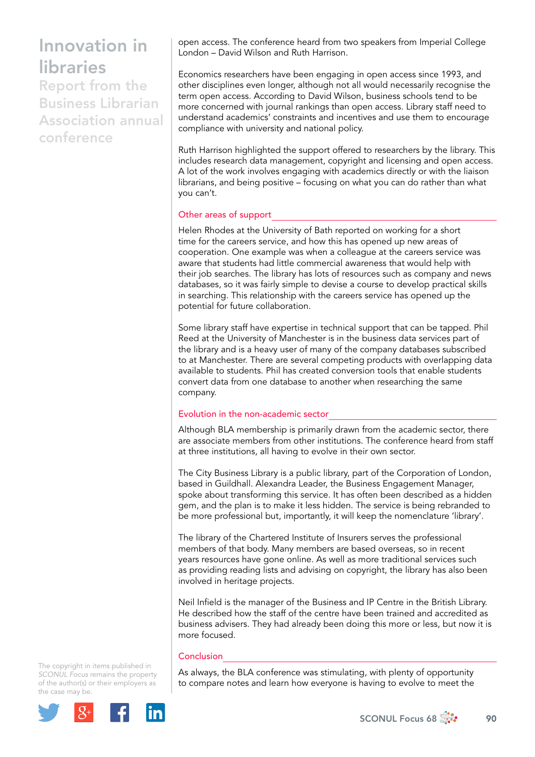open access. The conference heard from two speakers from Imperial College London – David Wilson and Ruth Harrison.

Economics researchers have been engaging in open access since 1993, and other disciplines even longer, although not all would necessarily recognise the term open access. According to David Wilson, business schools tend to be more concerned with journal rankings than open access. Library staff need to understand academics' constraints and incentives and use them to encourage compliance with university and national policy.

Ruth Harrison highlighted the support offered to researchers by the library. This includes research data management, copyright and licensing and open access. A lot of the work involves engaging with academics directly or with the liaison librarians, and being positive – focusing on what you can do rather than what you can't.

## Other areas of support

Helen Rhodes at the University of Bath reported on working for a short time for the careers service, and how this has opened up new areas of cooperation. One example was when a colleague at the careers service was aware that students had little commercial awareness that would help with their job searches. The library has lots of resources such as company and news databases, so it was fairly simple to devise a course to develop practical skills in searching. This relationship with the careers service has opened up the potential for future collaboration.

Some library staff have expertise in technical support that can be tapped. Phil Reed at the University of Manchester is in the business data services part of the library and is a heavy user of many of the company databases subscribed to at Manchester. There are several competing products with overlapping data available to students. Phil has created conversion tools that enable students convert data from one database to another when researching the same company.

## Evolution in the non-academic sector

Although BLA membership is primarily drawn from the academic sector, there are associate members from other institutions. The conference heard from staff at three institutions, all having to evolve in their own sector.

The City Business Library is a public library, part of the Corporation of London, based in Guildhall. Alexandra Leader, the Business Engagement Manager, spoke about transforming this service. It has often been described as a hidden gem, and the plan is to make it less hidden. The service is being rebranded to be more professional but, importantly, it will keep the nomenclature 'library'.

The library of the Chartered Institute of Insurers serves the professional members of that body. Many members are based overseas, so in recent years resources have gone online. As well as more traditional services such as providing reading lists and advising on copyright, the library has also been involved in heritage projects.

Neil Infield is the manager of the Business and IP Centre in the British Library. He described how the staff of the centre have been trained and accredited as business advisers. They had already been doing this more or less, but now it is more focused.

## Conclusion

As always, the BLA conference was stimulating, with plenty of opportunity to compare notes and learn how everyone is having to evolve to meet the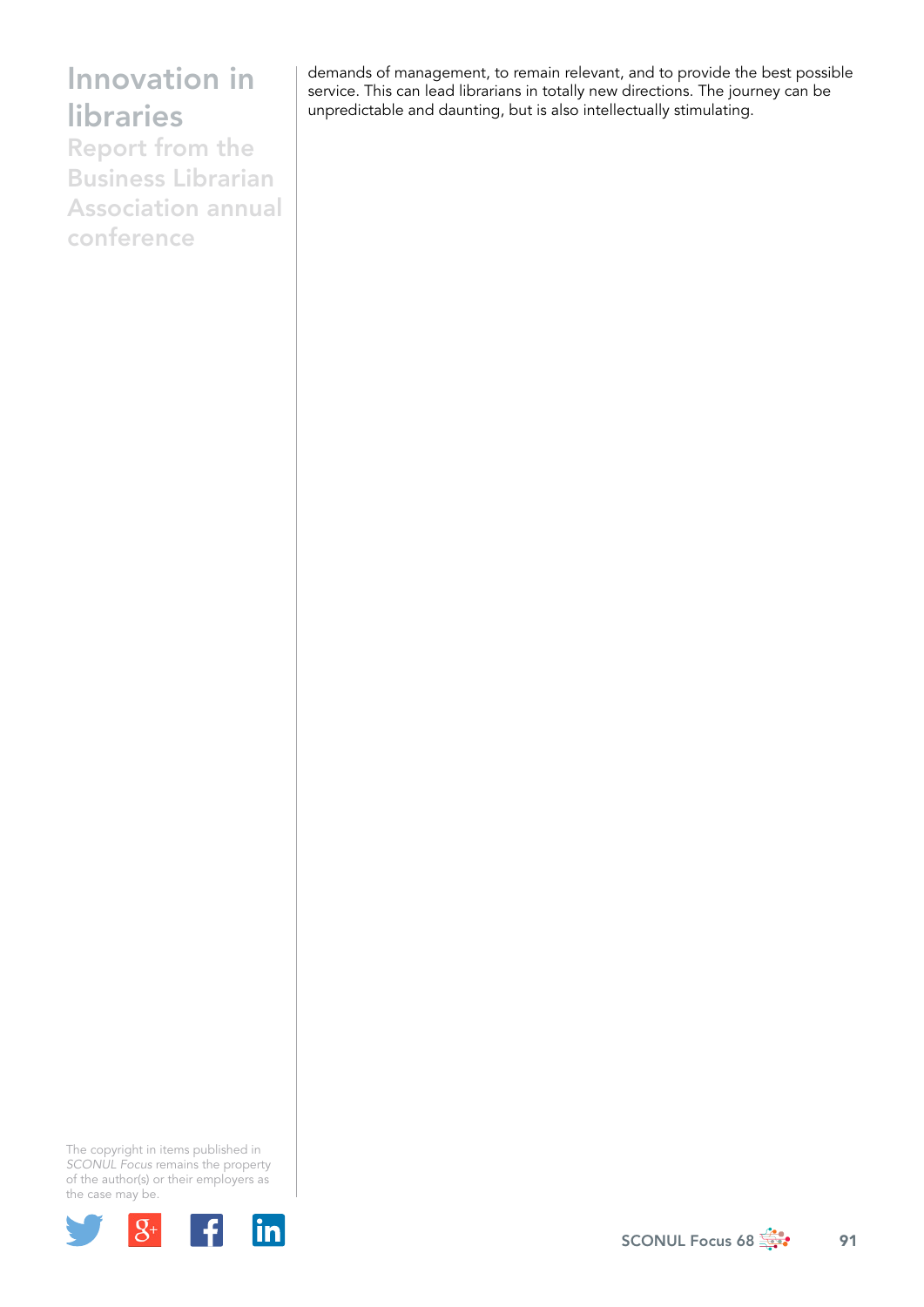demands of management, to remain relevant, and to provide the best possible service. This can lead librarians in totally new directions. The journey can be unpredictable and daunting, but is also intellectually stimulating.

The copyright in items published in *SCONUL Focus* remains the property of the author(s) or their employers as the case may be.